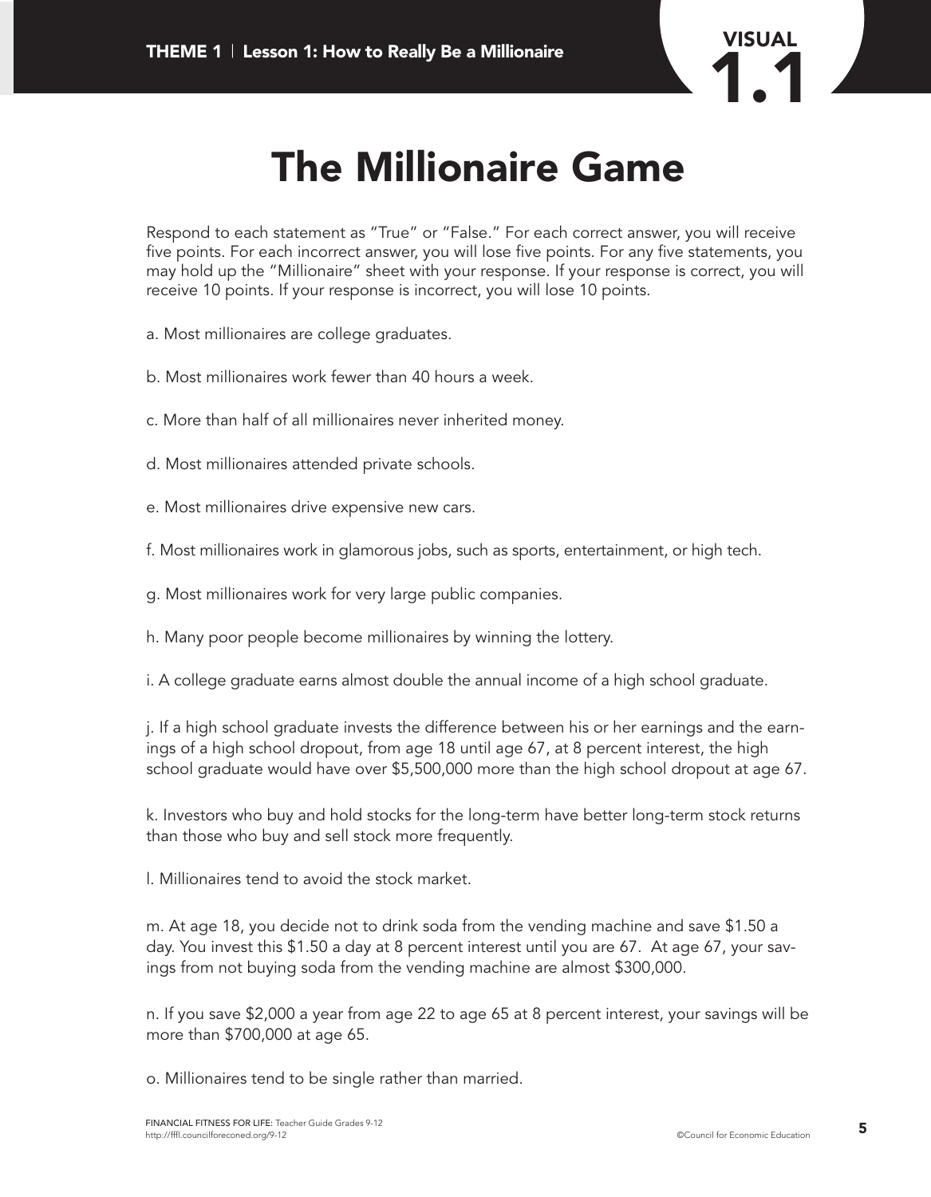THEME 1 | Lesson 1: How to Really Be a Millionaire

VISUAL 1.1

# The Millionaire Game

Respond to each statement as "True" or "False." For each correct answer, you will receive five points. For each incorrect answer, you will lose five points. For any five statements, you may hold up the "Millionaire" sheet with your response. If your response is correct, you will receive 10 points. If your response is incorrect, you will lose 10 points.

a. Most millionaires are college graduates.

b. Most millionaires work fewer than 40 hours a week.

c. More than half of all millionaires never inherited money.

d. Most millionaires attended private schools.

e. Most millionaires drive expensive new cars.

f. Most millionaires work in glamorous jobs, such as sports, entertainment, or high tech.

g. Most millionaires work for very large public companies.

h. Many poor people become millionaires by winning the lottery.

i. A college graduate earns almost double the annual income of a high school graduate.

j. If a high school graduate invests the difference between his or her earnings and the earnings of a high school dropout, from age 18 until age 67, at 8 percent interest, the high school graduate would have over $5,500,000 more than the high school dropout at age 67.

k. Investors who buy and hold stocks for the long-term have better long-term stock returns than those who buy and sell stock more frequently.

l. Millionaires tend to avoid the stock market.

m. At age 18, you decide not to drink soda from the vending machine and save $1.50 a day. You invest this $1.50 a day at 8 percent interest until you are 67. At age 67, your savings from not buying soda from the vending machine are almost $300,000.

n. If you save $2,000 a year from age 22 to age 65 at 8 percent interest, your savings will be more than $700,000 at age 65.

o. Millionaires tend to be single rather than married.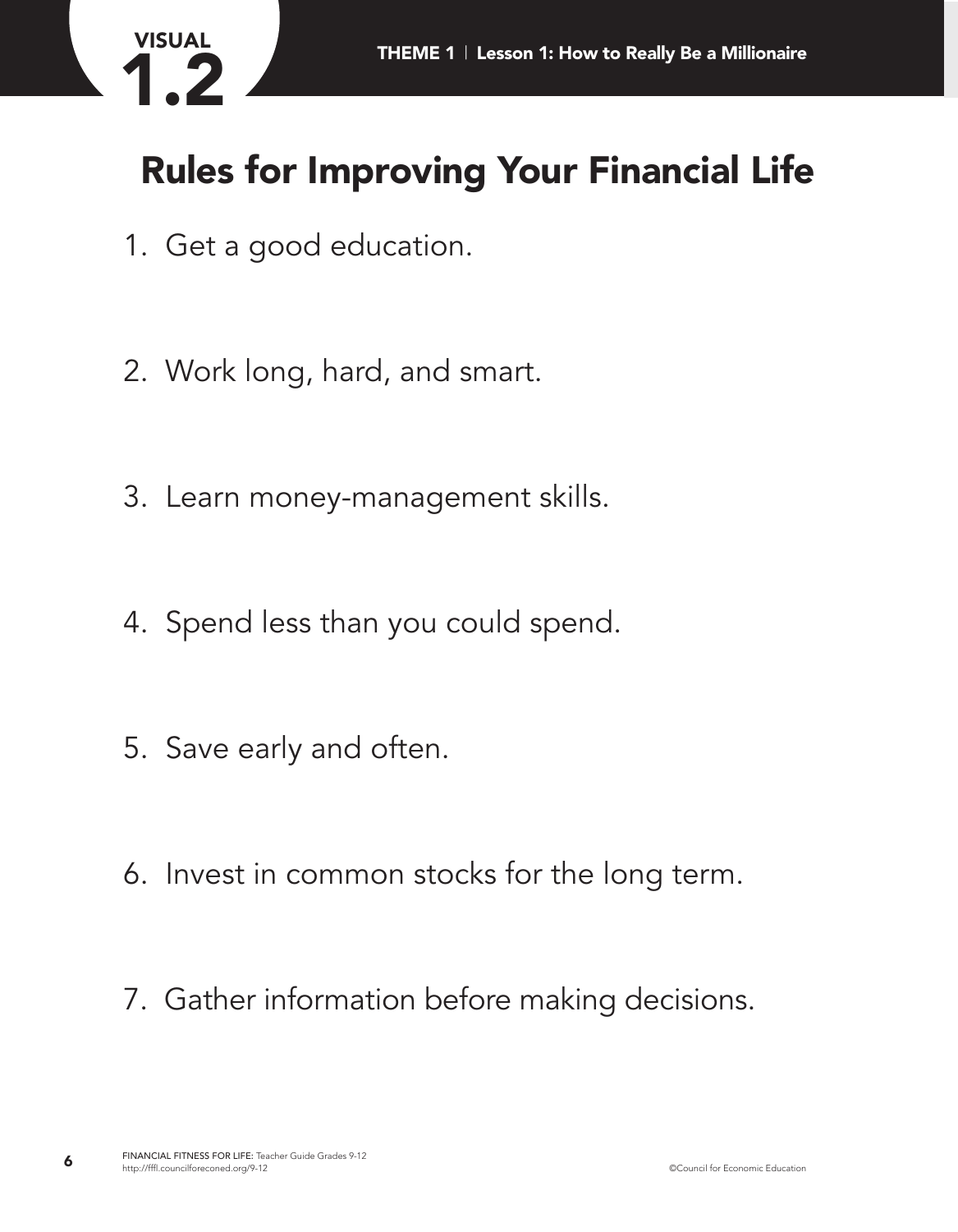VISUAL 1.2

# Rules for Improving Your Financial Life

1. Get a good education.
2. Work long, hard, and smart.
3. Learn money-management skills.
4. Spend less than you could spend.
5. Save early and often.
6. Invest in common stocks for the long term.
7. Gather information before making decisions.